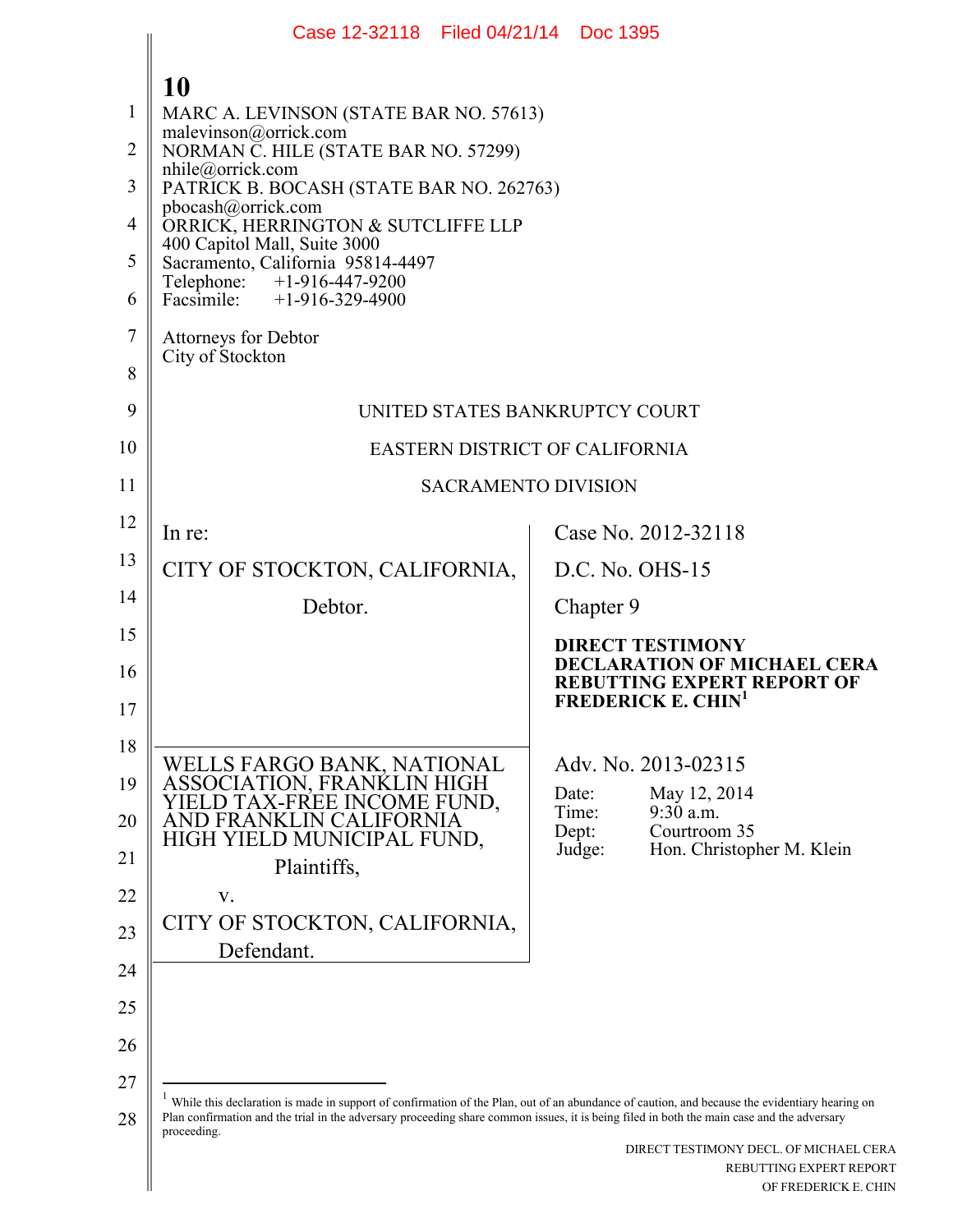MARC A. LEVINSON (STATE BAR NO. 57613)
malevinson@orrick.com
NORMAN C. HILE (STATE BAR NO. 57299)
nhile@orrick.com
PATRICK B. BOCASH (STATE BAR NO. 262763)
pbocash@orrick.com
ORRICK, HERRINGTON & SUTCLIFFE LLP
400 Capitol Mall, Suite 3000
Sacramento, California 95814-4497
Telephone: +1-916-447-9200
Facsimile: +1-916-329-4900

Attorneys for Debtor
City of Stockton

UNITED STATES BANKRUPTCY COURT

EASTERN DISTRICT OF CALIFORNIA

SACRAMENTO DIVISION

| | |
|---|---|
| In re:<br><br>CITY OF STOCKTON, CALIFORNIA,<br><br>Debtor. | Case No. 2012-32118<br><br>D.C. No. OHS-15<br><br>Chapter 9<br><br>**DIRECT TESTIMONY DECLARATION OF MICHAEL CERA REBUTTING EXPERT REPORT OF FREDERICK E. CHIN**[1] |
| WELLS FARGO BANK, NATIONAL ASSOCIATION, FRANKLIN HIGH YIELD TAX-FREE INCOME FUND, AND FRANKLIN CALIFORNIA HIGH YIELD MUNICIPAL FUND,<br><br>Plaintiffs,<br><br>v.<br><br>CITY OF STOCKTON, CALIFORNIA,<br><br>Defendant. | Adv. No. 2013-02315<br><br>Date: May 12, 2014<br>Time: 9:30 a.m.<br>Dept: Courtroom 35<br>Judge: Hon. Christopher M. Klein |

[1] While this declaration is made in support of confirmation of the Plan, out of an abundance of caution, and because the evidentiary hearing on Plan confirmation and the trial in the adversary proceeding share common issues, it is being filed in both the main case and the adversary proceeding.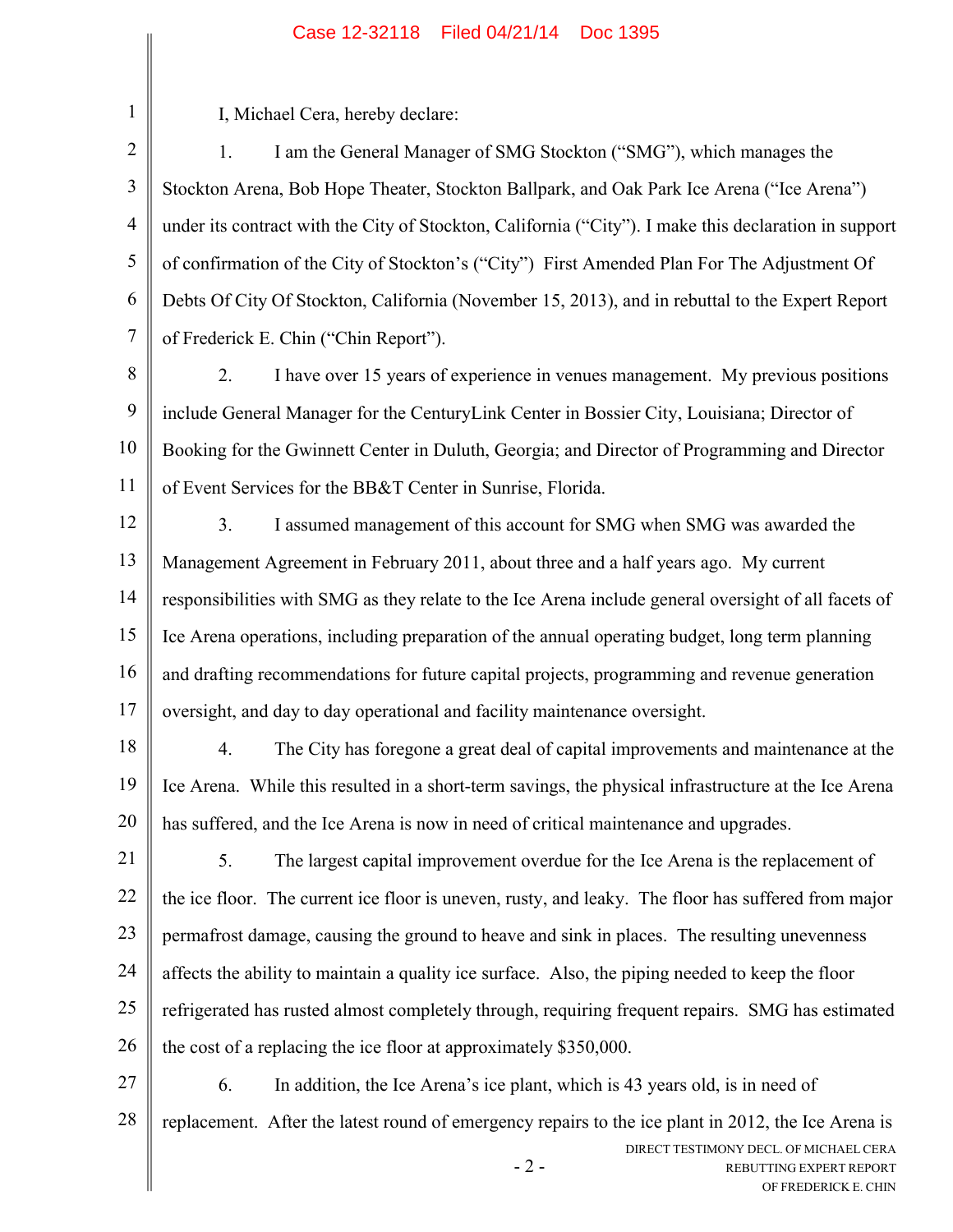I, Michael Cera, hereby declare:

1. I am the General Manager of SMG Stockton ("SMG"), which manages the Stockton Arena, Bob Hope Theater, Stockton Ballpark, and Oak Park Ice Arena ("Ice Arena") under its contract with the City of Stockton, California ("City"). I make this declaration in support of confirmation of the City of Stockton's ("City") First Amended Plan For The Adjustment Of Debts Of City Of Stockton, California (November 15, 2013), and in rebuttal to the Expert Report of Frederick E. Chin ("Chin Report").

2. I have over 15 years of experience in venues management. My previous positions include General Manager for the CenturyLink Center in Bossier City, Louisiana; Director of Booking for the Gwinnett Center in Duluth, Georgia; and Director of Programming and Director of Event Services for the BB&T Center in Sunrise, Florida.

3. I assumed management of this account for SMG when SMG was awarded the Management Agreement in February 2011, about three and a half years ago. My current responsibilities with SMG as they relate to the Ice Arena include general oversight of all facets of Ice Arena operations, including preparation of the annual operating budget, long term planning and drafting recommendations for future capital projects, programming and revenue generation oversight, and day to day operational and facility maintenance oversight.

4. The City has foregone a great deal of capital improvements and maintenance at the Ice Arena. While this resulted in a short-term savings, the physical infrastructure at the Ice Arena has suffered, and the Ice Arena is now in need of critical maintenance and upgrades.

5. The largest capital improvement overdue for the Ice Arena is the replacement of the ice floor. The current ice floor is uneven, rusty, and leaky. The floor has suffered from major permafrost damage, causing the ground to heave and sink in places. The resulting unevenness affects the ability to maintain a quality ice surface. Also, the piping needed to keep the floor refrigerated has rusted almost completely through, requiring frequent repairs. SMG has estimated the cost of a replacing the ice floor at approximately $350,000.

6. In addition, the Ice Arena's ice plant, which is 43 years old, is in need of replacement. After the latest round of emergency repairs to the ice plant in 2012, the Ice Arena is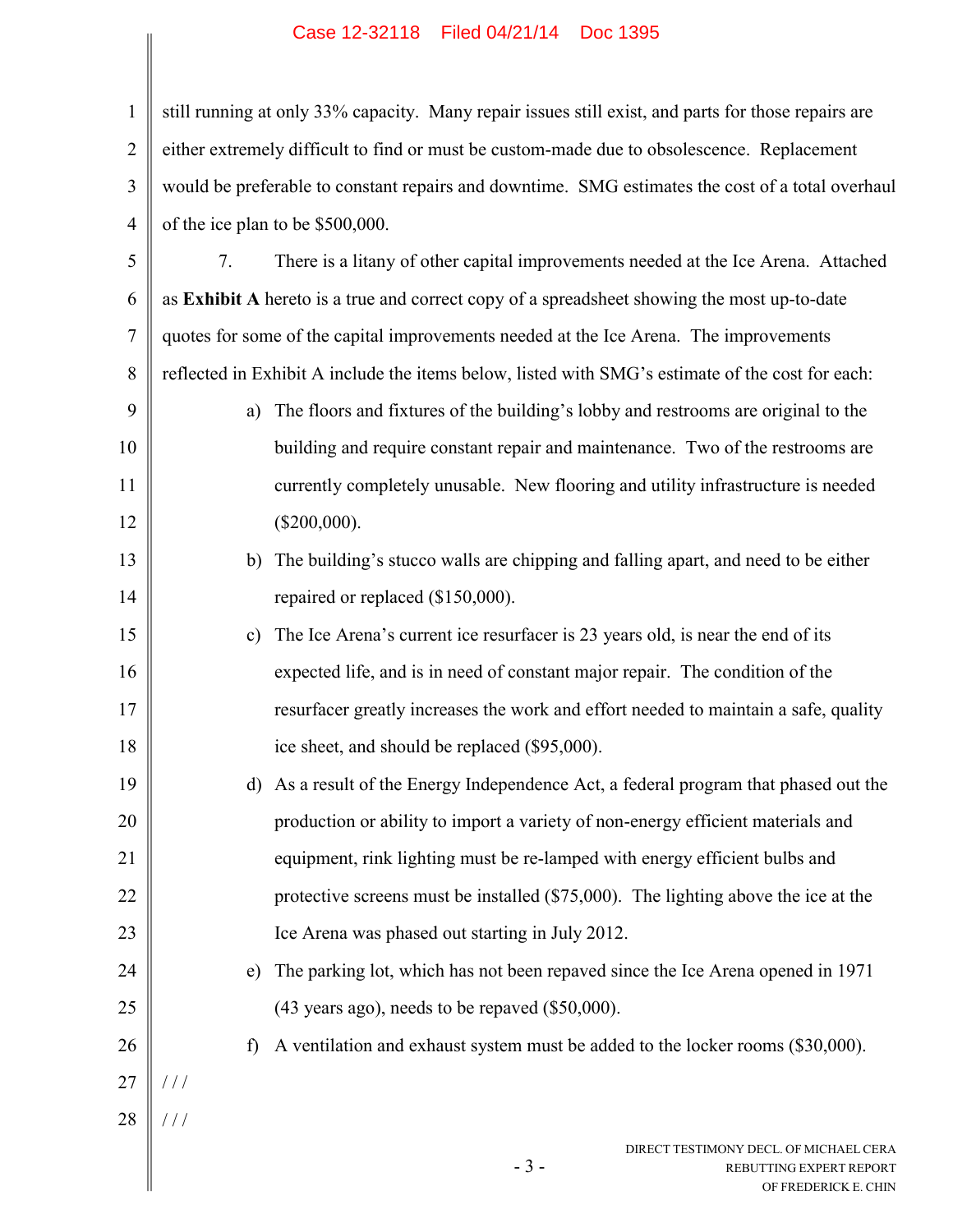still running at only 33% capacity. Many repair issues still exist, and parts for those repairs are either extremely difficult to find or must be custom-made due to obsolescence. Replacement would be preferable to constant repairs and downtime. SMG estimates the cost of a total overhaul of the ice plan to be $500,000.

7. There is a litany of other capital improvements needed at the Ice Arena. Attached as **Exhibit A** hereto is a true and correct copy of a spreadsheet showing the most up-to-date quotes for some of the capital improvements needed at the Ice Arena. The improvements reflected in Exhibit A include the items below, listed with SMG's estimate of the cost for each:

a) The floors and fixtures of the building's lobby and restrooms are original to the building and require constant repair and maintenance. Two of the restrooms are currently completely unusable. New flooring and utility infrastructure is needed ($200,000).

b) The building's stucco walls are chipping and falling apart, and need to be either repaired or replaced ($150,000).

c) The Ice Arena's current ice resurfacer is 23 years old, is near the end of its expected life, and is in need of constant major repair. The condition of the resurfacer greatly increases the work and effort needed to maintain a safe, quality ice sheet, and should be replaced ($95,000).

d) As a result of the Energy Independence Act, a federal program that phased out the production or ability to import a variety of non-energy efficient materials and equipment, rink lighting must be re-lamped with energy efficient bulbs and protective screens must be installed ($75,000). The lighting above the ice at the Ice Arena was phased out starting in July 2012.

e) The parking lot, which has not been repaved since the Ice Arena opened in 1971 (43 years ago), needs to be repaved ($50,000).

f) A ventilation and exhaust system must be added to the locker rooms ($30,000).

/ / /

/ / /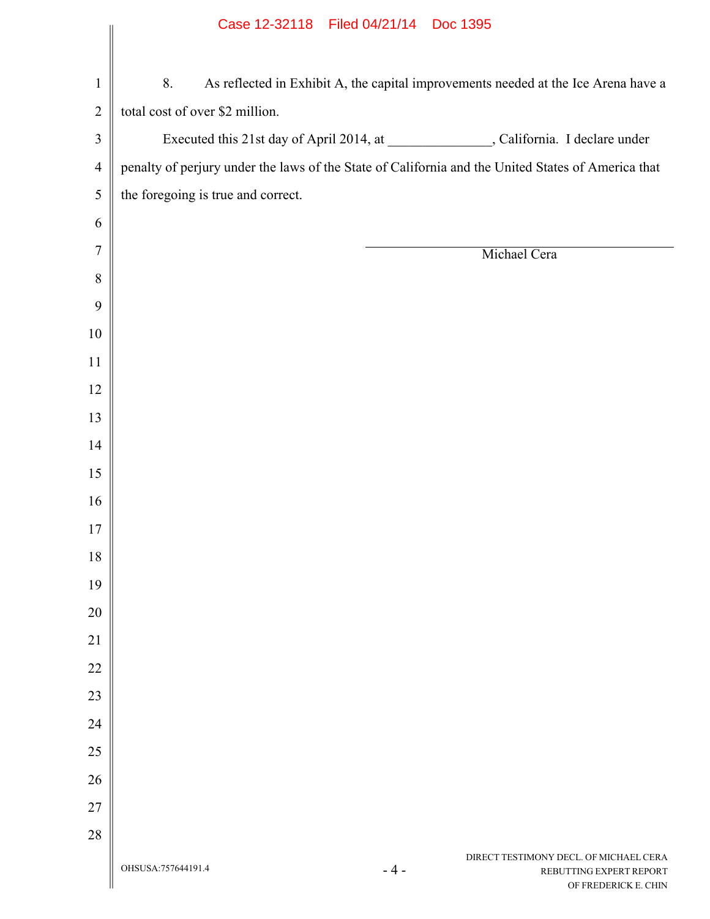8. As reflected in Exhibit A, the capital improvements needed at the Ice Arena have a total cost of over $2 million.

Executed this 21st day of April 2014, at _______________, California. I declare under penalty of perjury under the laws of the State of California and the United States of America that the foregoing is true and correct.

_______________________________
Michael Cera

OHSUSA:757644191.4

DIRECT TESTIMONY DECL. OF MICHAEL CERA REBUTTING EXPERT REPORT OF FREDERICK E. CHIN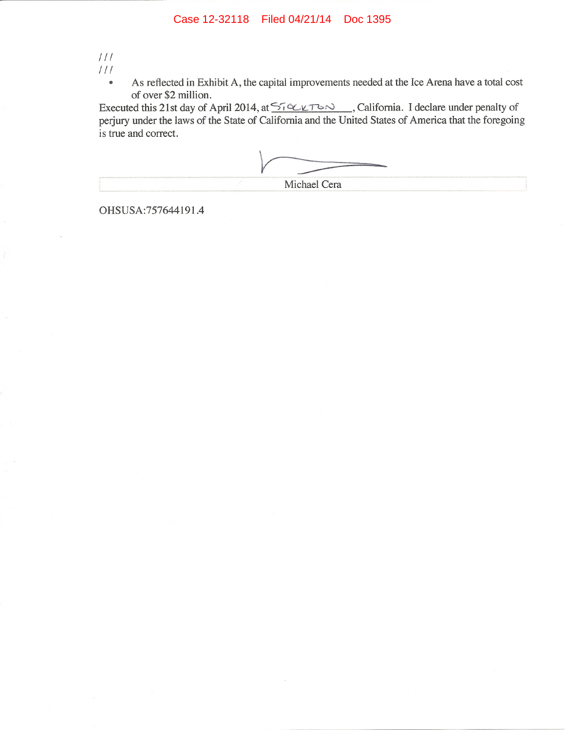/ / /

/ / /

- As reflected in Exhibit A, the capital improvements needed at the Ice Arena have a total cost of over $2 million.

Executed this 21st day of April 2014, at STOCKTON, California. I declare under penalty of perjury under the laws of the State of California and the United States of America that the foregoing is true and correct.

Michael Cera

OHSUSA:757644191.4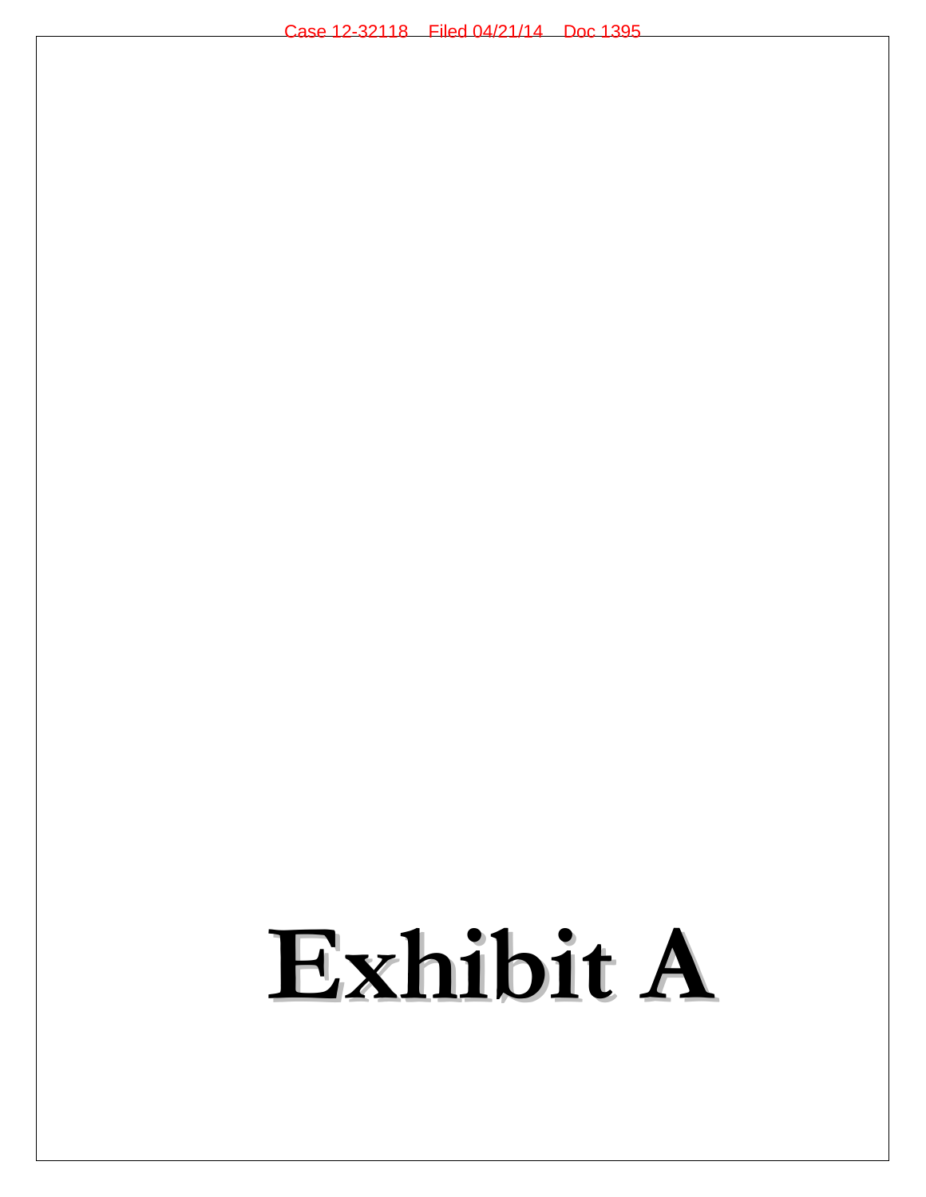# Exhibit A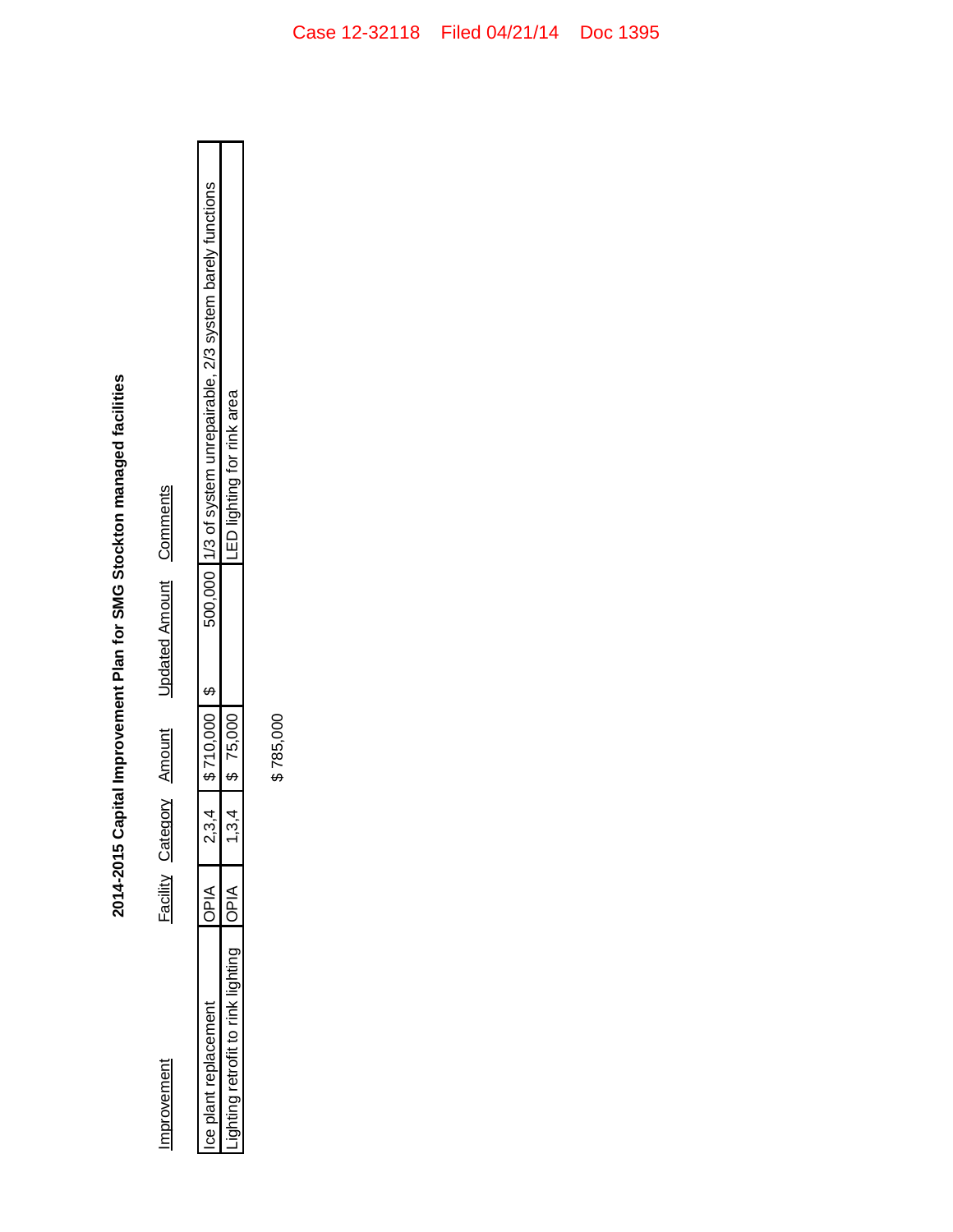**2014-2015 Capital Improvement Plan for SMG Stockton managed facilities**

| Improvement | Facility | Category | Amount | Updated Amount | Comments |
|---|---|---|---|---|---|
| Ice plant replacement | OPIA | 2,3,4 | $ 710,000 | $ 500,000 | 1/3 of system unrepairable, 2/3 system barely functions |
| Lighting retrofit to rink lighting | OPIA | 1,3,4 | $ 75,000 | | LED lighting for rink area |
| | | | $ 785,000 | | |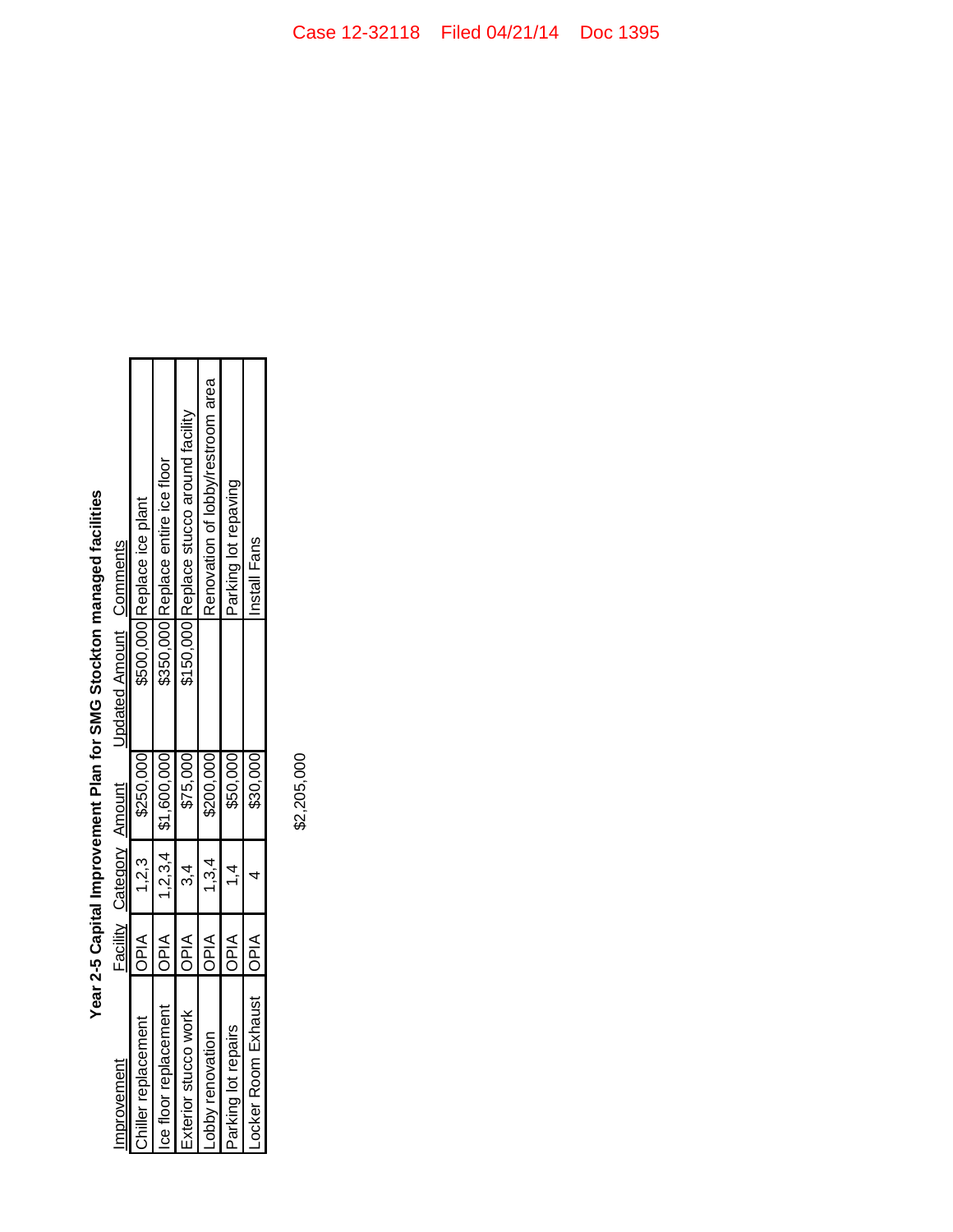## Year 2-5 Capital Improvement Plan for SMG Stockton managed facilities

| Improvement | Facility | Category | Amount | Updated Amount | Comments |
|---|---|---|---|---|---|
| Chiller replacement | OPIA | 1,2,3 | $250,000 | $500,000 | Replace ice plant |
| Ice floor replacement | OPIA | 1,2,3,4 | $1,600,000 | $350,000 | Replace entire ice floor |
| Exterior stucco work | OPIA | 3,4 | $75,000 | $150,000 | Replace stucco around facility |
| Lobby renovation | OPIA | 1,3,4 | $200,000 | | Renovation of lobby/restroom area |
| Parking lot repairs | OPIA | 1,4 | $50,000 | | Parking lot repaving |
| Locker Room Exhaust | OPIA | 4 | $30,000 | | Install Fans |

$2,205,000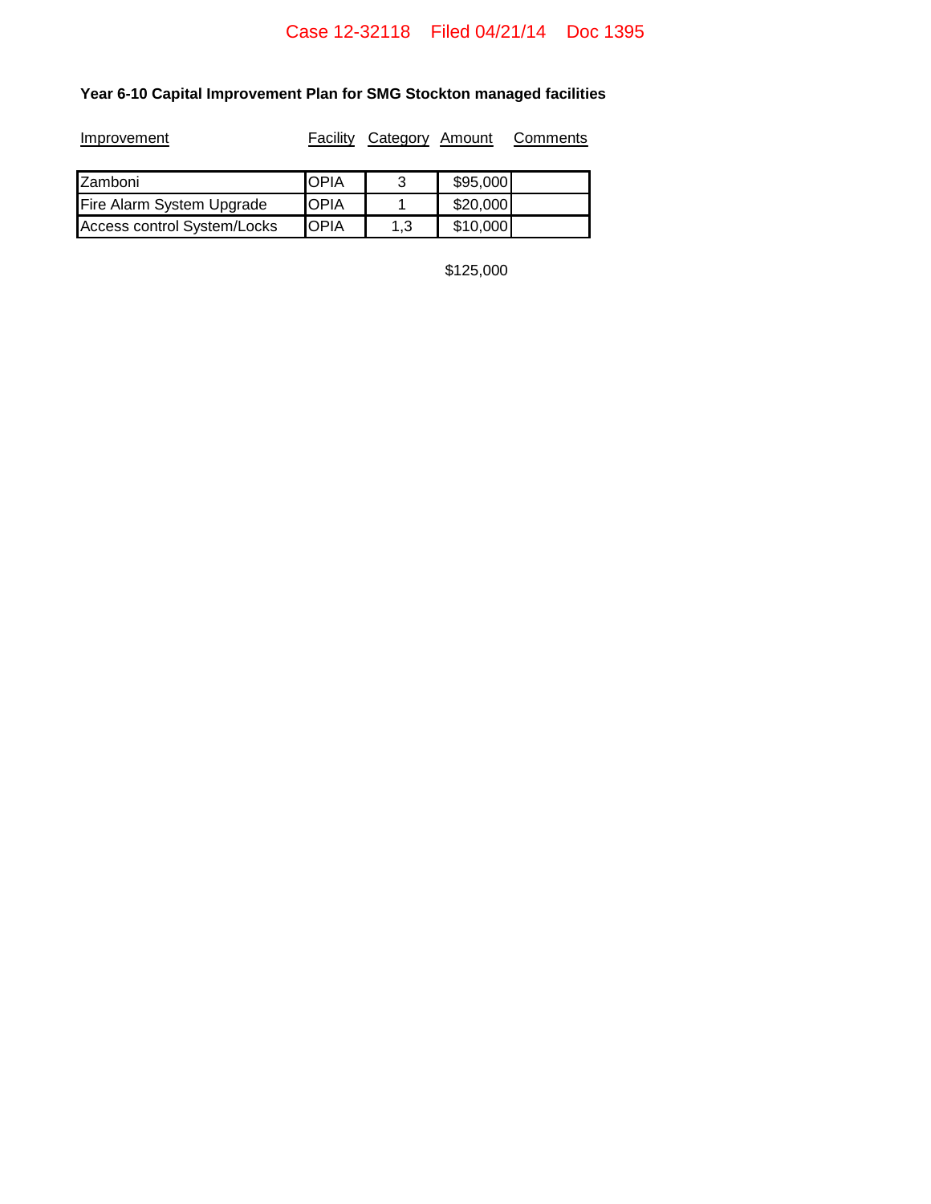**Year 6-10 Capital Improvement Plan for SMG Stockton managed facilities**

| Improvement | Facility | Category | Amount | Comments |
|---|---|---|---|---|
| Zamboni | OPIA | 3 | $95,000 | |
| Fire Alarm System Upgrade | OPIA | 1 | $20,000 | |
| Access control System/Locks | OPIA | 1,3 | $10,000 | |
| | | | $125,000 | |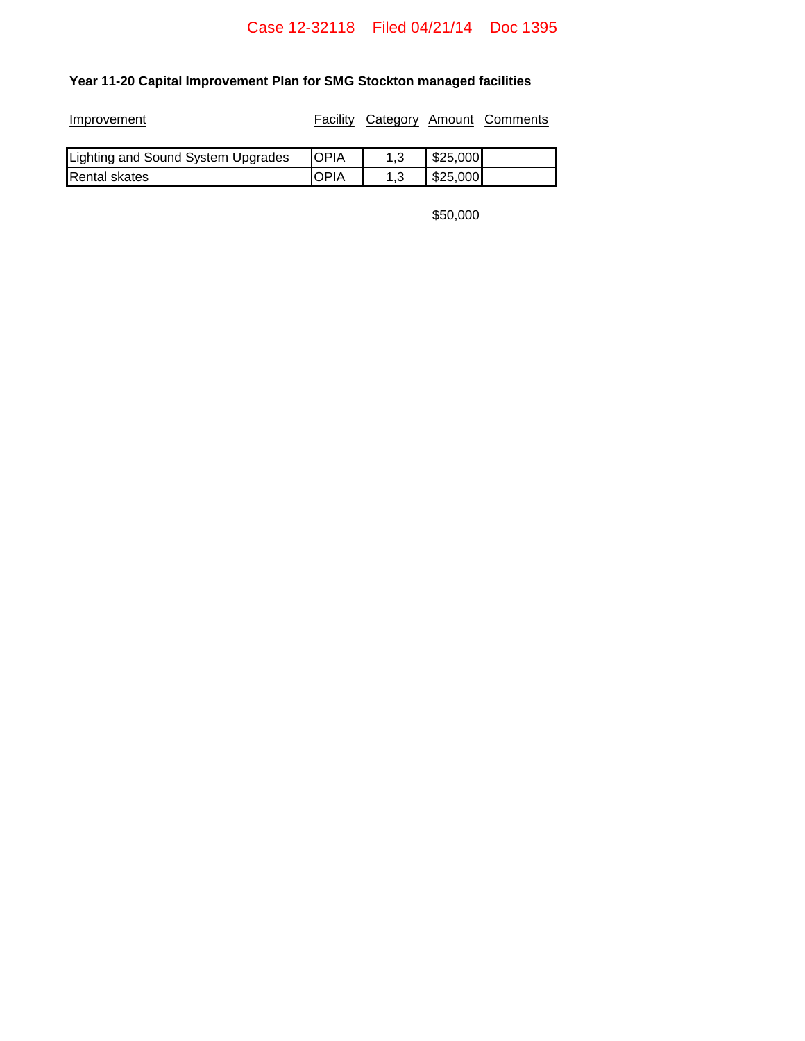**Year 11-20 Capital Improvement Plan for SMG Stockton managed facilities**

| Improvement | Facility | Category | Amount | Comments |
|---|---|---|---|---|
| Lighting and Sound System Upgrades | OPIA | 1,3 | $25,000 | |
| Rental skates | OPIA | 1,3 | $25,000 | |
| | | | $50,000 | |